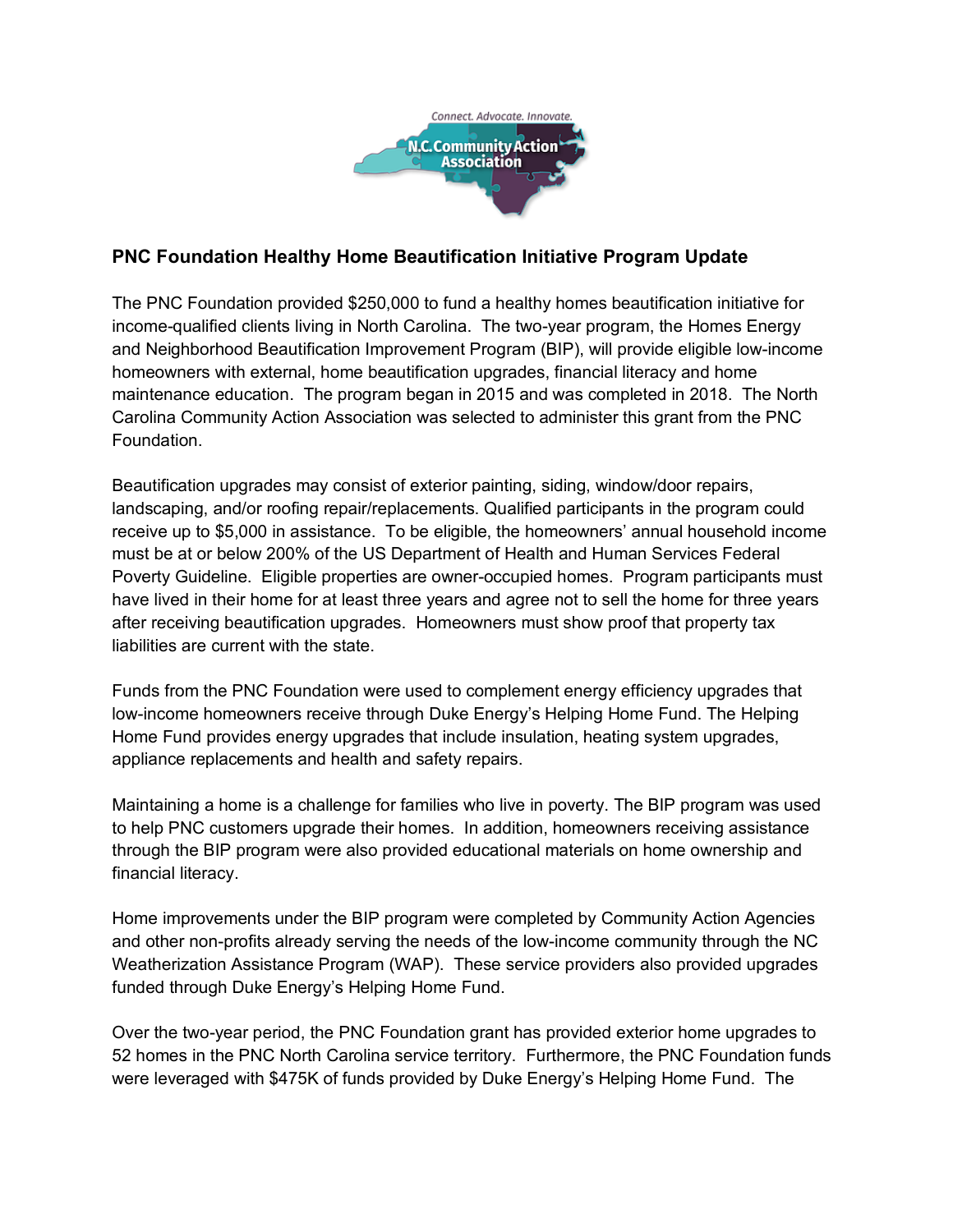## PNC Foundation Healthy Home Beautification Initiative Program Update

The PNC Foundation provided $250,000 to fund a healthy homes beautification initiative for income-qualified clients living in North Carolina. The two-year program, the Homes Energy and Neighborhood Beautification Improvement Program (BIP), will provide eligible low-income homeowners with external, home beautification upgrades, financial literacy and home maintenance education. The program began in 2015 and was completed in 2018. The North Carolina Community Action Association was selected to administer this grant from the PNC Foundation.

Beautification upgrades may consist of exterior painting, siding, window/door repairs, landscaping, and/or roofing repair/replacements. Qualified participants in the program could receive up to $5,000 in assistance. To be eligible, the homeowners' annual household income must be at or below 200% of the US Department of Health and Human Services Federal Poverty Guideline. Eligible properties are owner-occupied homes. Program participants must have lived in their home for at least three years and agree not to sell the home for three years after receiving beautification upgrades. Homeowners must show proof that property tax liabilities are current with the state.

Funds from the PNC Foundation were used to complement energy efficiency upgrades that low-income homeowners receive through Duke Energy's Helping Home Fund. The Helping Home Fund provides energy upgrades that include insulation, heating system upgrades, appliance replacements and health and safety repairs.

Maintaining a home is a challenge for families who live in poverty. The BIP program was used to help PNC customers upgrade their homes. In addition, homeowners receiving assistance through the BIP program were also provided educational materials on home ownership and financial literacy.

Home improvements under the BIP program were completed by Community Action Agencies and other non-profits already serving the needs of the low-income community through the NC Weatherization Assistance Program (WAP). These service providers also provided upgrades funded through Duke Energy's Helping Home Fund.

Over the two-year period, the PNC Foundation grant has provided exterior home upgrades to 52 homes in the PNC North Carolina service territory. Furthermore, the PNC Foundation funds were leveraged with $475K of funds provided by Duke Energy's Helping Home Fund. The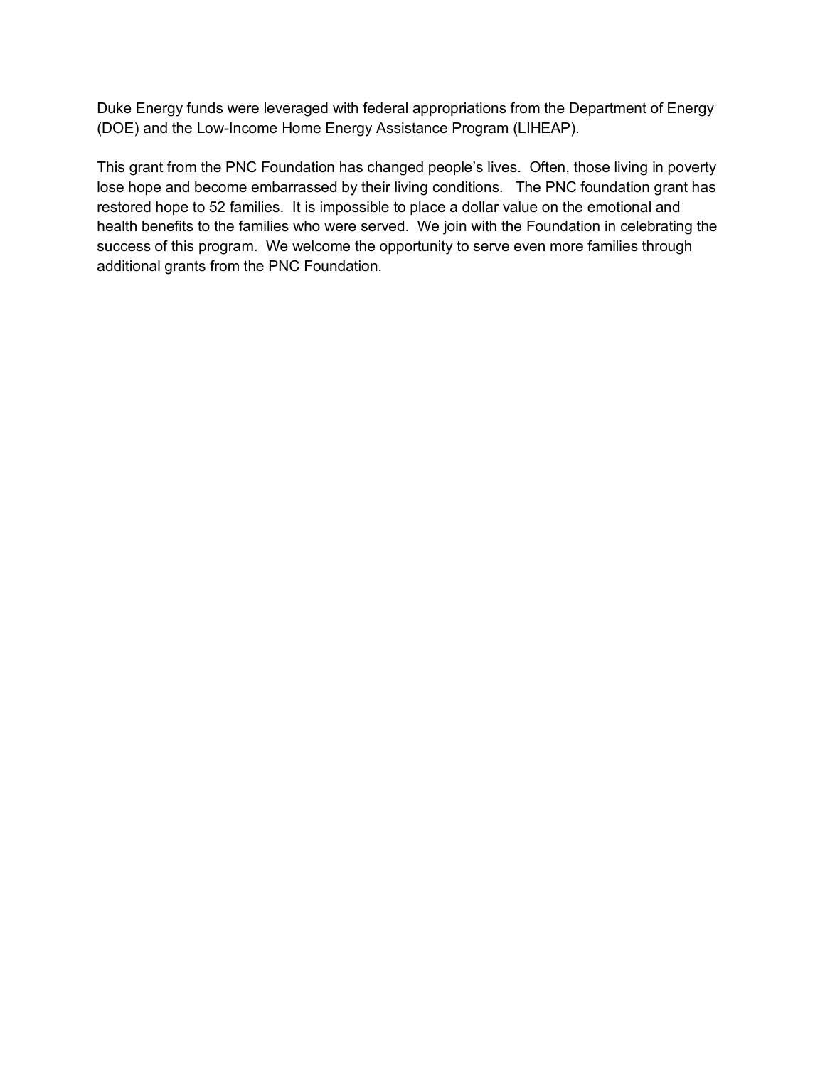Duke Energy funds were leveraged with federal appropriations from the Department of Energy (DOE) and the Low-Income Home Energy Assistance Program (LIHEAP).

This grant from the PNC Foundation has changed people's lives. Often, those living in poverty lose hope and become embarrassed by their living conditions. The PNC foundation grant has restored hope to 52 families. It is impossible to place a dollar value on the emotional and health benefits to the families who were served. We join with the Foundation in celebrating the success of this program. We welcome the opportunity to serve even more families through additional grants from the PNC Foundation.